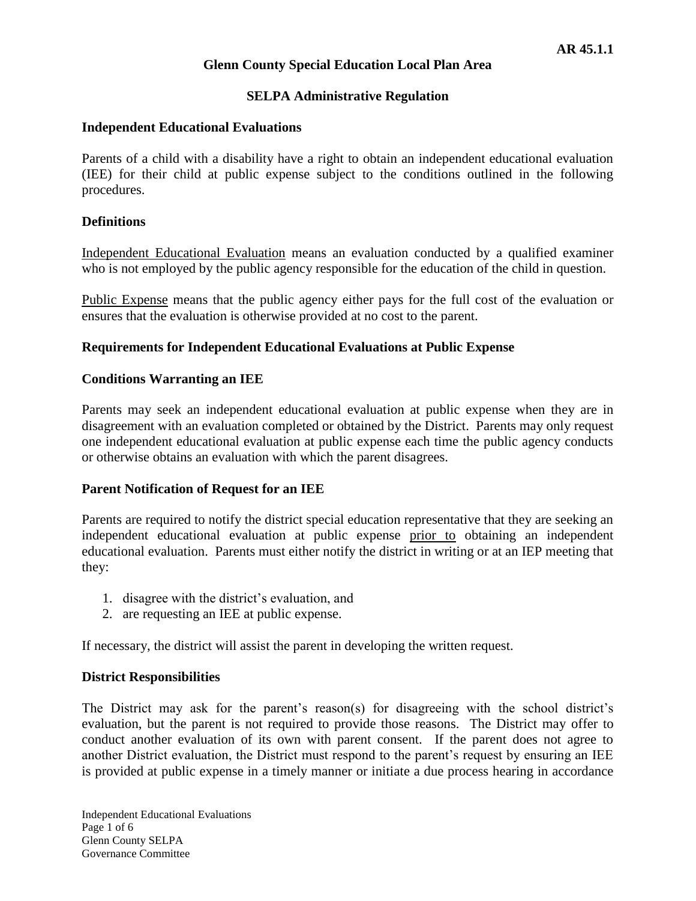**AR 45.1.1**

# Glenn County Special Education Local Plan Area

## SELPA Administrative Regulation

### Independent Educational Evaluations

Parents of a child with a disability have a right to obtain an independent educational evaluation (IEE) for their child at public expense subject to the conditions outlined in the following procedures.

### Definitions

Independent Educational Evaluation means an evaluation conducted by a qualified examiner who is not employed by the public agency responsible for the education of the child in question.

Public Expense means that the public agency either pays for the full cost of the evaluation or ensures that the evaluation is otherwise provided at no cost to the parent.

### Requirements for Independent Educational Evaluations at Public Expense

### Conditions Warranting an IEE

Parents may seek an independent educational evaluation at public expense when they are in disagreement with an evaluation completed or obtained by the District. Parents may only request one independent educational evaluation at public expense each time the public agency conducts or otherwise obtains an evaluation with which the parent disagrees.

### Parent Notification of Request for an IEE

Parents are required to notify the district special education representative that they are seeking an independent educational evaluation at public expense prior to obtaining an independent educational evaluation. Parents must either notify the district in writing or at an IEP meeting that they:

1. disagree with the district's evaluation, and
2. are requesting an IEE at public expense.

If necessary, the district will assist the parent in developing the written request.

### District Responsibilities

The District may ask for the parent's reason(s) for disagreeing with the school district's evaluation, but the parent is not required to provide those reasons. The District may offer to conduct another evaluation of its own with parent consent. If the parent does not agree to another District evaluation, the District must respond to the parent's request by ensuring an IEE is provided at public expense in a timely manner or initiate a due process hearing in accordance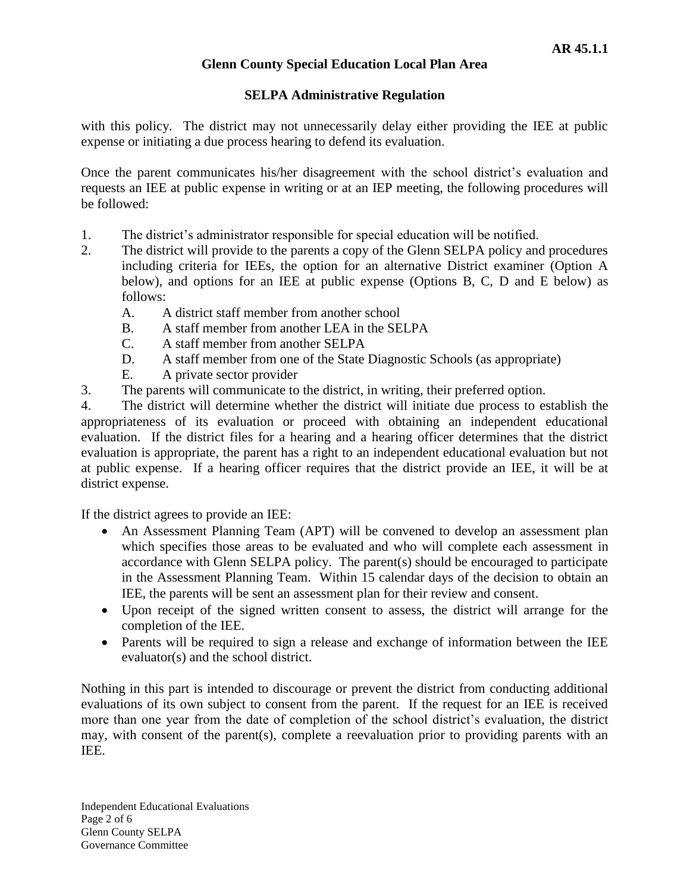with this policy. The district may not unnecessarily delay either providing the IEE at public expense or initiating a due process hearing to defend its evaluation.

Once the parent communicates his/her disagreement with the school district's evaluation and requests an IEE at public expense in writing or at an IEP meeting, the following procedures will be followed:

1. The district's administrator responsible for special education will be notified.
2. The district will provide to the parents a copy of the Glenn SELPA policy and procedures including criteria for IEEs, the option for an alternative District examiner (Option A below), and options for an IEE at public expense (Options B, C, D and E below) as follows:
   - A. A district staff member from another school
   - B. A staff member from another LEA in the SELPA
   - C. A staff member from another SELPA
   - D. A staff member from one of the State Diagnostic Schools (as appropriate)
   - E. A private sector provider
3. The parents will communicate to the district, in writing, their preferred option.
4. The district will determine whether the district will initiate due process to establish the appropriateness of its evaluation or proceed with obtaining an independent educational evaluation. If the district files for a hearing and a hearing officer determines that the district evaluation is appropriate, the parent has a right to an independent educational evaluation but not at public expense. If a hearing officer requires that the district provide an IEE, it will be at district expense.

If the district agrees to provide an IEE:

- An Assessment Planning Team (APT) will be convened to develop an assessment plan which specifies those areas to be evaluated and who will complete each assessment in accordance with Glenn SELPA policy. The parent(s) should be encouraged to participate in the Assessment Planning Team. Within 15 calendar days of the decision to obtain an IEE, the parents will be sent an assessment plan for their review and consent.
- Upon receipt of the signed written consent to assess, the district will arrange for the completion of the IEE.
- Parents will be required to sign a release and exchange of information between the IEE evaluator(s) and the school district.

Nothing in this part is intended to discourage or prevent the district from conducting additional evaluations of its own subject to consent from the parent. If the request for an IEE is received more than one year from the date of completion of the school district's evaluation, the district may, with consent of the parent(s), complete a reevaluation prior to providing parents with an IEE.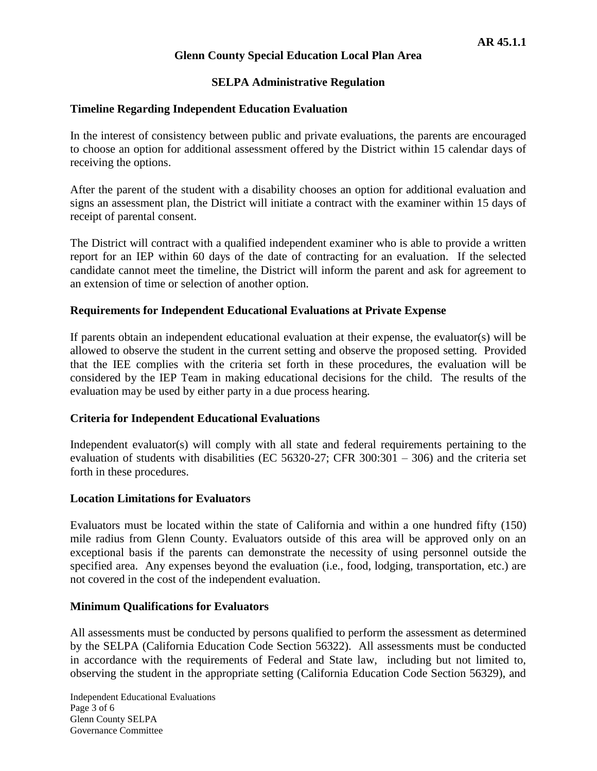**Timeline Regarding Independent Education Evaluation**

In the interest of consistency between public and private evaluations, the parents are encouraged to choose an option for additional assessment offered by the District within 15 calendar days of receiving the options.

After the parent of the student with a disability chooses an option for additional evaluation and signs an assessment plan, the District will initiate a contract with the examiner within 15 days of receipt of parental consent.

The District will contract with a qualified independent examiner who is able to provide a written report for an IEP within 60 days of the date of contracting for an evaluation. If the selected candidate cannot meet the timeline, the District will inform the parent and ask for agreement to an extension of time or selection of another option.

**Requirements for Independent Educational Evaluations at Private Expense**

If parents obtain an independent educational evaluation at their expense, the evaluator(s) will be allowed to observe the student in the current setting and observe the proposed setting. Provided that the IEE complies with the criteria set forth in these procedures, the evaluation will be considered by the IEP Team in making educational decisions for the child. The results of the evaluation may be used by either party in a due process hearing.

**Criteria for Independent Educational Evaluations**

Independent evaluator(s) will comply with all state and federal requirements pertaining to the evaluation of students with disabilities (EC 56320-27; CFR 300:301 – 306) and the criteria set forth in these procedures.

**Location Limitations for Evaluators**

Evaluators must be located within the state of California and within a one hundred fifty (150) mile radius from Glenn County. Evaluators outside of this area will be approved only on an exceptional basis if the parents can demonstrate the necessity of using personnel outside the specified area. Any expenses beyond the evaluation (i.e., food, lodging, transportation, etc.) are not covered in the cost of the independent evaluation.

**Minimum Qualifications for Evaluators**

All assessments must be conducted by persons qualified to perform the assessment as determined by the SELPA (California Education Code Section 56322). All assessments must be conducted in accordance with the requirements of Federal and State law, including but not limited to, observing the student in the appropriate setting (California Education Code Section 56329), and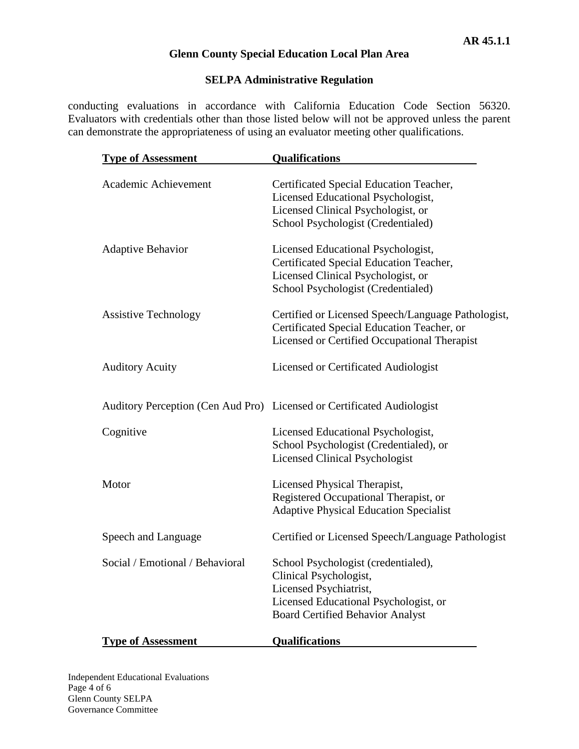conducting evaluations in accordance with California Education Code Section 56320. Evaluators with credentials other than those listed below will not be approved unless the parent can demonstrate the appropriateness of using an evaluator meeting other qualifications.

| Type of Assessment | Qualifications |
|---|---|
| Academic Achievement | Certificated Special Education Teacher, Licensed Educational Psychologist, Licensed Clinical Psychologist, or School Psychologist (Credentialed) |
| Adaptive Behavior | Licensed Educational Psychologist, Certificated Special Education Teacher, Licensed Clinical Psychologist, or School Psychologist (Credentialed) |
| Assistive Technology | Certified or Licensed Speech/Language Pathologist, Certificated Special Education Teacher, or Licensed or Certified Occupational Therapist |
| Auditory Acuity | Licensed or Certificated Audiologist |
| Auditory Perception (Cen Aud Pro) | Licensed or Certificated Audiologist |
| Cognitive | Licensed Educational Psychologist, School Psychologist (Credentialed), or Licensed Clinical Psychologist |
| Motor | Licensed Physical Therapist, Registered Occupational Therapist, or Adaptive Physical Education Specialist |
| Speech and Language | Certified or Licensed Speech/Language Pathologist |
| Social / Emotional / Behavioral | School Psychologist (credentialed), Clinical Psychologist, Licensed Psychiatrist, Licensed Educational Psychologist, or Board Certified Behavior Analyst |

| Type of Assessment | Qualifications |
|---|---|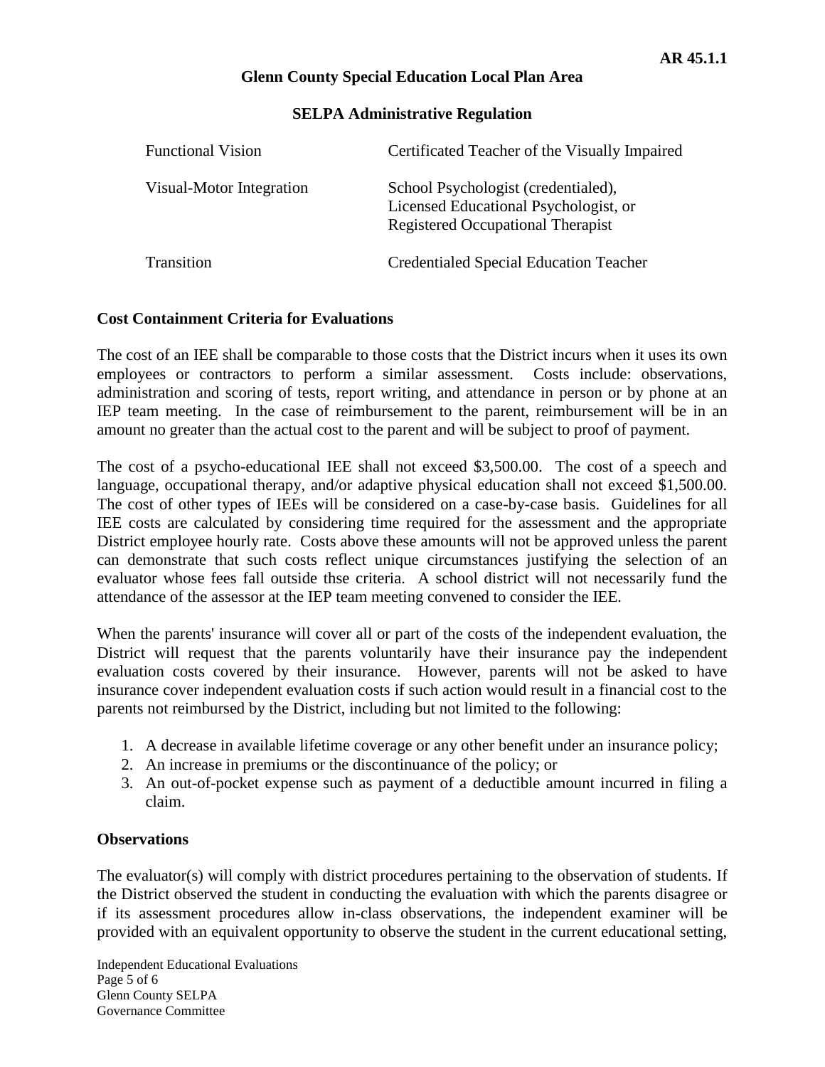| | |
|---|---|
| Functional Vision | Certificated Teacher of the Visually Impaired |
| Visual-Motor Integration | School Psychologist (credentialed), Licensed Educational Psychologist, or Registered Occupational Therapist |
| Transition | Credentialed Special Education Teacher |

**Cost Containment Criteria for Evaluations**

The cost of an IEE shall be comparable to those costs that the District incurs when it uses its own employees or contractors to perform a similar assessment. Costs include: observations, administration and scoring of tests, report writing, and attendance in person or by phone at an IEP team meeting. In the case of reimbursement to the parent, reimbursement will be in an amount no greater than the actual cost to the parent and will be subject to proof of payment.

The cost of a psycho-educational IEE shall not exceed $3,500.00. The cost of a speech and language, occupational therapy, and/or adaptive physical education shall not exceed $1,500.00. The cost of other types of IEEs will be considered on a case-by-case basis. Guidelines for all IEE costs are calculated by considering time required for the assessment and the appropriate District employee hourly rate. Costs above these amounts will not be approved unless the parent can demonstrate that such costs reflect unique circumstances justifying the selection of an evaluator whose fees fall outside thse criteria. A school district will not necessarily fund the attendance of the assessor at the IEP team meeting convened to consider the IEE.

When the parents' insurance will cover all or part of the costs of the independent evaluation, the District will request that the parents voluntarily have their insurance pay the independent evaluation costs covered by their insurance. However, parents will not be asked to have insurance cover independent evaluation costs if such action would result in a financial cost to the parents not reimbursed by the District, including but not limited to the following:

1. A decrease in available lifetime coverage or any other benefit under an insurance policy;
2. An increase in premiums or the discontinuance of the policy; or
3. An out-of-pocket expense such as payment of a deductible amount incurred in filing a claim.

**Observations**

The evaluator(s) will comply with district procedures pertaining to the observation of students. If the District observed the student in conducting the evaluation with which the parents disagree or if its assessment procedures allow in-class observations, the independent examiner will be provided with an equivalent opportunity to observe the student in the current educational setting,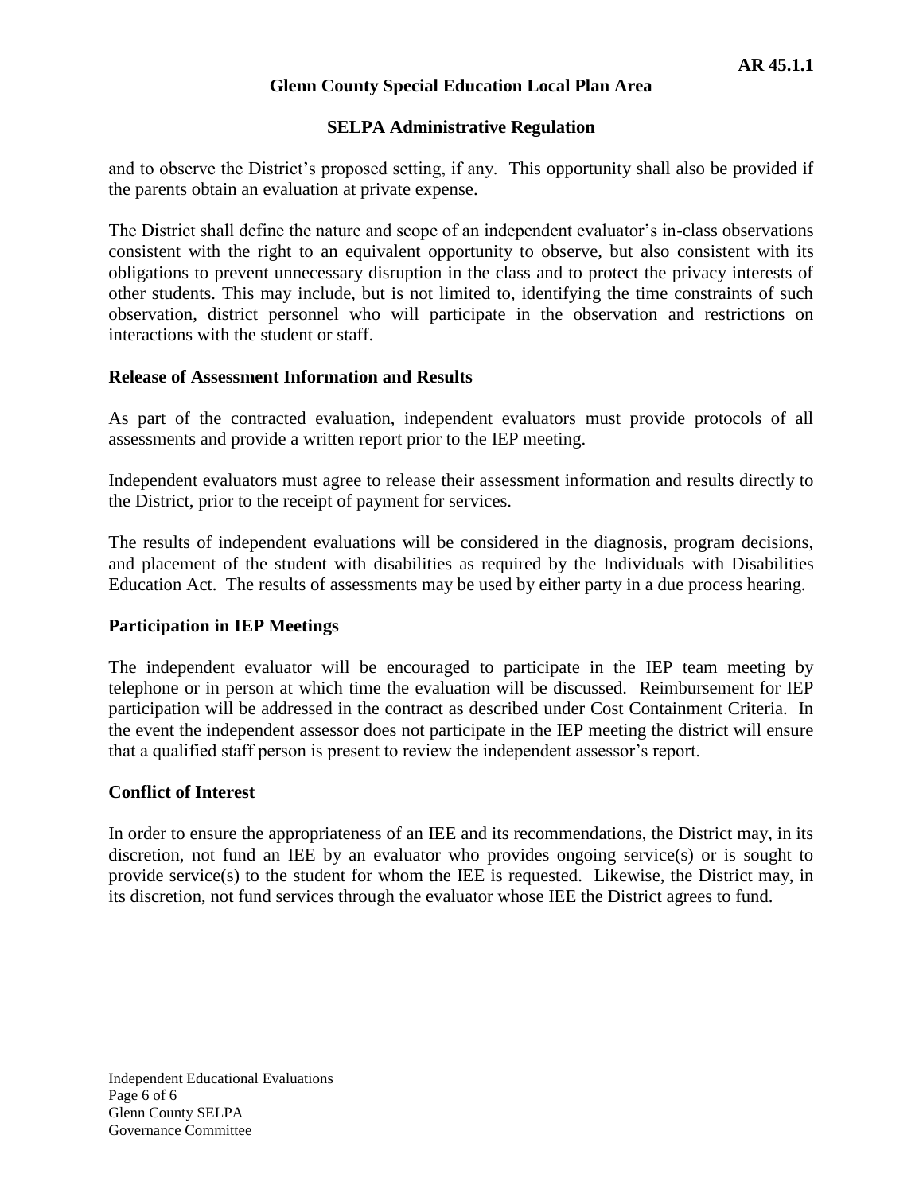and to observe the District's proposed setting, if any. This opportunity shall also be provided if the parents obtain an evaluation at private expense.

The District shall define the nature and scope of an independent evaluator's in-class observations consistent with the right to an equivalent opportunity to observe, but also consistent with its obligations to prevent unnecessary disruption in the class and to protect the privacy interests of other students. This may include, but is not limited to, identifying the time constraints of such observation, district personnel who will participate in the observation and restrictions on interactions with the student or staff.

**Release of Assessment Information and Results**

As part of the contracted evaluation, independent evaluators must provide protocols of all assessments and provide a written report prior to the IEP meeting.

Independent evaluators must agree to release their assessment information and results directly to the District, prior to the receipt of payment for services.

The results of independent evaluations will be considered in the diagnosis, program decisions, and placement of the student with disabilities as required by the Individuals with Disabilities Education Act. The results of assessments may be used by either party in a due process hearing.

**Participation in IEP Meetings**

The independent evaluator will be encouraged to participate in the IEP team meeting by telephone or in person at which time the evaluation will be discussed. Reimbursement for IEP participation will be addressed in the contract as described under Cost Containment Criteria. In the event the independent assessor does not participate in the IEP meeting the district will ensure that a qualified staff person is present to review the independent assessor's report.

**Conflict of Interest**

In order to ensure the appropriateness of an IEE and its recommendations, the District may, in its discretion, not fund an IEE by an evaluator who provides ongoing service(s) or is sought to provide service(s) to the student for whom the IEE is requested. Likewise, the District may, in its discretion, not fund services through the evaluator whose IEE the District agrees to fund.